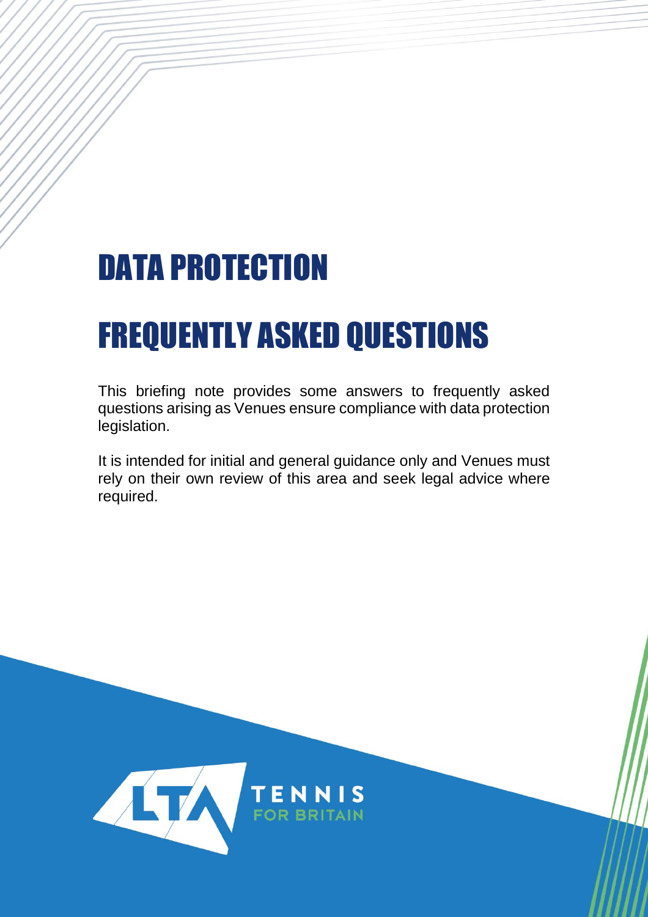# DATA PROTECTION

# FREQUENTLY ASKED QUESTIONS

This briefing note provides some answers to frequently asked questions arising as Venues ensure compliance with data protection legislation.

It is intended for initial and general guidance only and Venues must rely on their own review of this area and seek legal advice where required.

LTA TENNIS FOR BRITAIN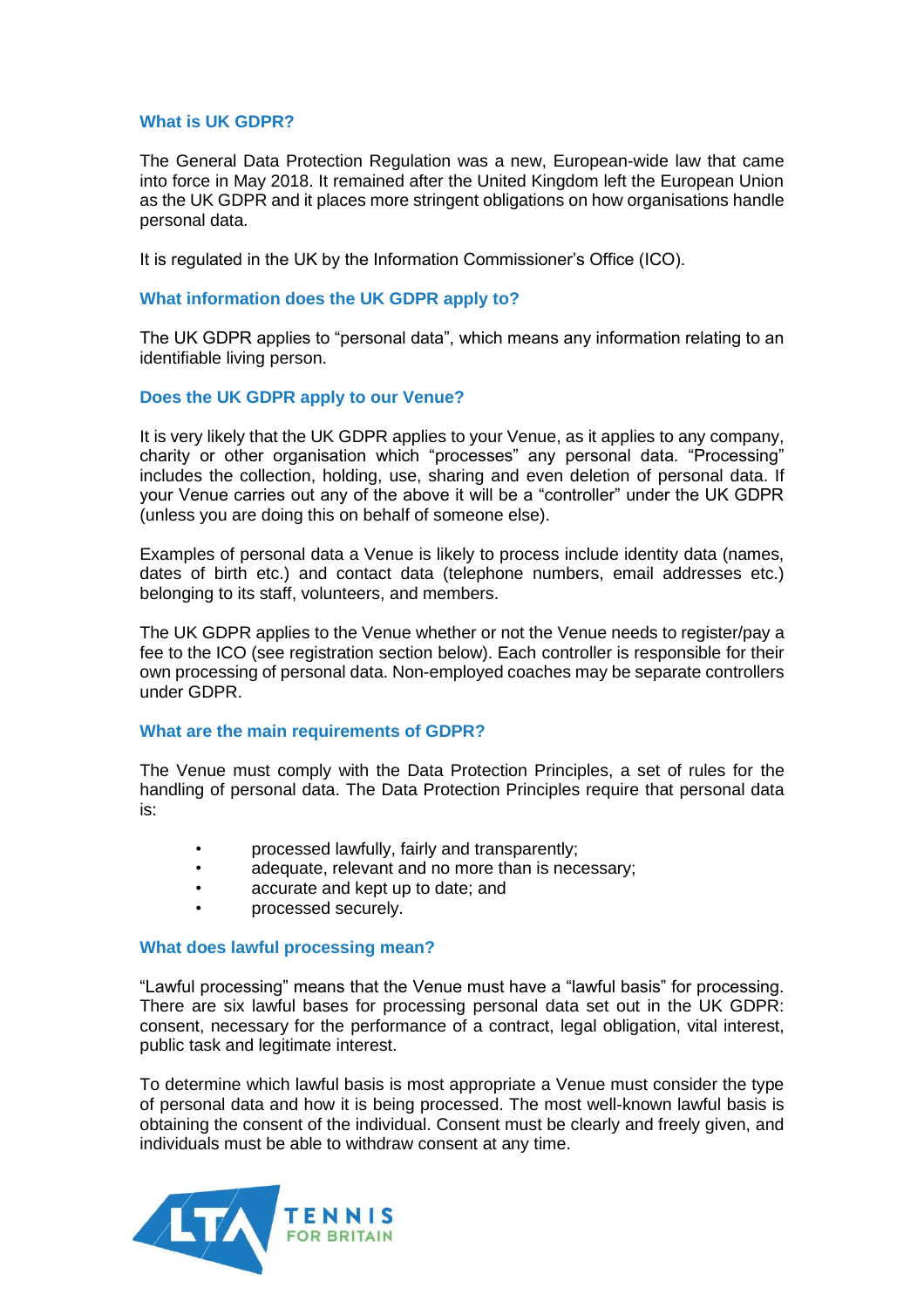## What is UK GDPR?

The General Data Protection Regulation was a new, European-wide law that came into force in May 2018. It remained after the United Kingdom left the European Union as the UK GDPR and it places more stringent obligations on how organisations handle personal data.

It is regulated in the UK by the Information Commissioner's Office (ICO).

## What information does the UK GDPR apply to?

The UK GDPR applies to "personal data", which means any information relating to an identifiable living person.

## Does the UK GDPR apply to our Venue?

It is very likely that the UK GDPR applies to your Venue, as it applies to any company, charity or other organisation which "processes" any personal data. "Processing" includes the collection, holding, use, sharing and even deletion of personal data. If your Venue carries out any of the above it will be a "controller" under the UK GDPR (unless you are doing this on behalf of someone else).

Examples of personal data a Venue is likely to process include identity data (names, dates of birth etc.) and contact data (telephone numbers, email addresses etc.) belonging to its staff, volunteers, and members.

The UK GDPR applies to the Venue whether or not the Venue needs to register/pay a fee to the ICO (see registration section below). Each controller is responsible for their own processing of personal data. Non-employed coaches may be separate controllers under GDPR.

## What are the main requirements of GDPR?

The Venue must comply with the Data Protection Principles, a set of rules for the handling of personal data. The Data Protection Principles require that personal data is:

- processed lawfully, fairly and transparently;
- adequate, relevant and no more than is necessary;
- accurate and kept up to date; and
- processed securely.

## What does lawful processing mean?

"Lawful processing" means that the Venue must have a "lawful basis" for processing. There are six lawful bases for processing personal data set out in the UK GDPR: consent, necessary for the performance of a contract, legal obligation, vital interest, public task and legitimate interest.

To determine which lawful basis is most appropriate a Venue must consider the type of personal data and how it is being processed. The most well-known lawful basis is obtaining the consent of the individual. Consent must be clearly and freely given, and individuals must be able to withdraw consent at any time.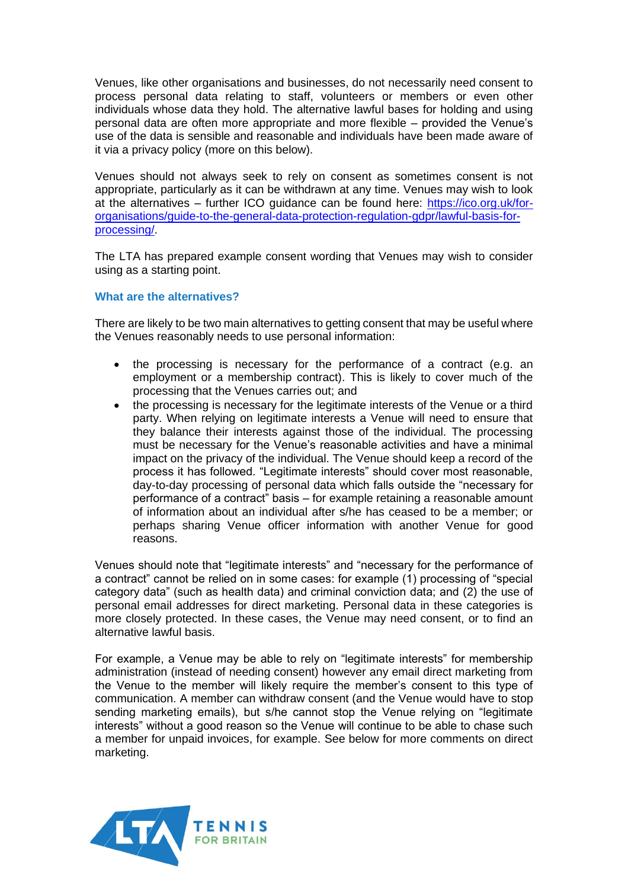Venues, like other organisations and businesses, do not necessarily need consent to process personal data relating to staff, volunteers or members or even other individuals whose data they hold. The alternative lawful bases for holding and using personal data are often more appropriate and more flexible – provided the Venue's use of the data is sensible and reasonable and individuals have been made aware of it via a privacy policy (more on this below).

Venues should not always seek to rely on consent as sometimes consent is not appropriate, particularly as it can be withdrawn at any time. Venues may wish to look at the alternatives – further ICO guidance can be found here: [https://ico.org.uk/for-organisations/guide-to-the-general-data-protection-regulation-gdpr/lawful-basis-for-processing/](https://ico.org.uk/for-organisations/guide-to-the-general-data-protection-regulation-gdpr/lawful-basis-for-processing/).

The LTA has prepared example consent wording that Venues may wish to consider using as a starting point.

### What are the alternatives?

There are likely to be two main alternatives to getting consent that may be useful where the Venues reasonably needs to use personal information:

- the processing is necessary for the performance of a contract (e.g. an employment or a membership contract). This is likely to cover much of the processing that the Venues carries out; and
- the processing is necessary for the legitimate interests of the Venue or a third party. When relying on legitimate interests a Venue will need to ensure that they balance their interests against those of the individual. The processing must be necessary for the Venue's reasonable activities and have a minimal impact on the privacy of the individual. The Venue should keep a record of the process it has followed. "Legitimate interests" should cover most reasonable, day-to-day processing of personal data which falls outside the "necessary for performance of a contract" basis – for example retaining a reasonable amount of information about an individual after s/he has ceased to be a member; or perhaps sharing Venue officer information with another Venue for good reasons.

Venues should note that "legitimate interests" and "necessary for the performance of a contract" cannot be relied on in some cases: for example (1) processing of "special category data" (such as health data) and criminal conviction data; and (2) the use of personal email addresses for direct marketing. Personal data in these categories is more closely protected. In these cases, the Venue may need consent, or to find an alternative lawful basis.

For example, a Venue may be able to rely on "legitimate interests" for membership administration (instead of needing consent) however any email direct marketing from the Venue to the member will likely require the member's consent to this type of communication. A member can withdraw consent (and the Venue would have to stop sending marketing emails), but s/he cannot stop the Venue relying on "legitimate interests" without a good reason so the Venue will continue to be able to chase such a member for unpaid invoices, for example. See below for more comments on direct marketing.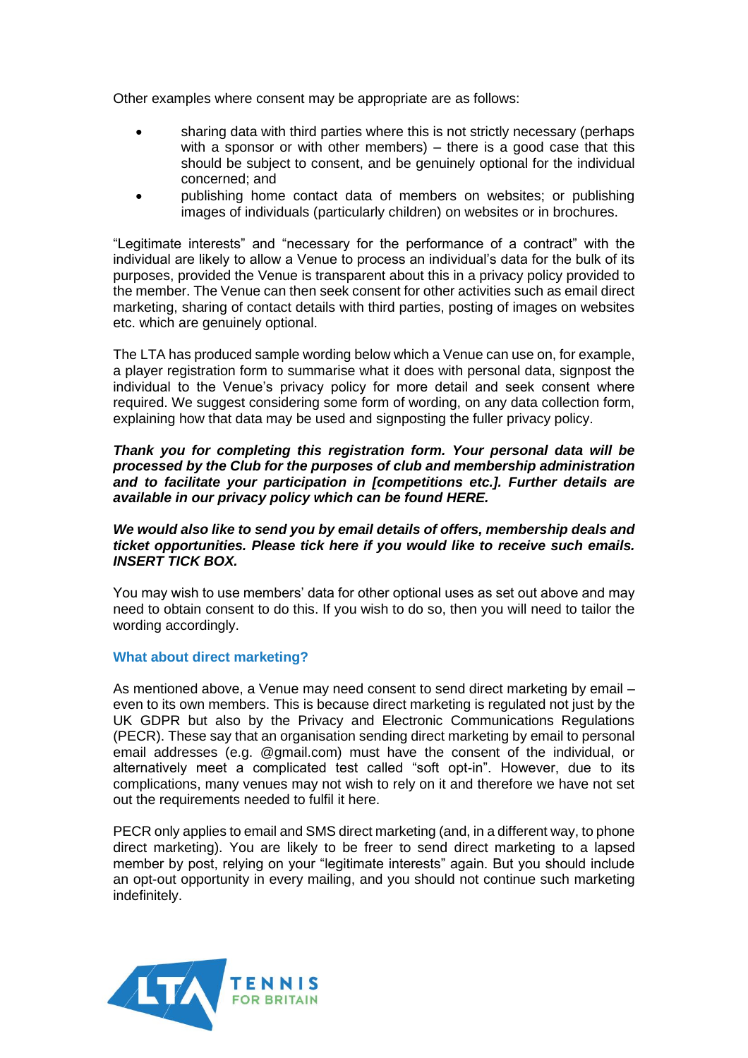Other examples where consent may be appropriate are as follows:

- sharing data with third parties where this is not strictly necessary (perhaps with a sponsor or with other members) – there is a good case that this should be subject to consent, and be genuinely optional for the individual concerned; and
- publishing home contact data of members on websites; or publishing images of individuals (particularly children) on websites or in brochures.

"Legitimate interests" and "necessary for the performance of a contract" with the individual are likely to allow a Venue to process an individual's data for the bulk of its purposes, provided the Venue is transparent about this in a privacy policy provided to the member. The Venue can then seek consent for other activities such as email direct marketing, sharing of contact details with third parties, posting of images on websites etc. which are genuinely optional.

The LTA has produced sample wording below which a Venue can use on, for example, a player registration form to summarise what it does with personal data, signpost the individual to the Venue's privacy policy for more detail and seek consent where required. We suggest considering some form of wording, on any data collection form, explaining how that data may be used and signposting the fuller privacy policy.

***Thank you for completing this registration form. Your personal data will be processed by the Club for the purposes of club and membership administration and to facilitate your participation in [competitions etc.]. Further details are available in our privacy policy which can be found HERE.***

***We would also like to send you by email details of offers, membership deals and ticket opportunities. Please tick here if you would like to receive such emails. INSERT TICK BOX.***

You may wish to use members' data for other optional uses as set out above and may need to obtain consent to do this. If you wish to do so, then you will need to tailor the wording accordingly.

### What about direct marketing?

As mentioned above, a Venue may need consent to send direct marketing by email – even to its own members. This is because direct marketing is regulated not just by the UK GDPR but also by the Privacy and Electronic Communications Regulations (PECR). These say that an organisation sending direct marketing by email to personal email addresses (e.g. @gmail.com) must have the consent of the individual, or alternatively meet a complicated test called "soft opt-in". However, due to its complications, many venues may not wish to rely on it and therefore we have not set out the requirements needed to fulfil it here.

PECR only applies to email and SMS direct marketing (and, in a different way, to phone direct marketing). You are likely to be freer to send direct marketing to a lapsed member by post, relying on your "legitimate interests" again. But you should include an opt-out opportunity in every mailing, and you should not continue such marketing indefinitely.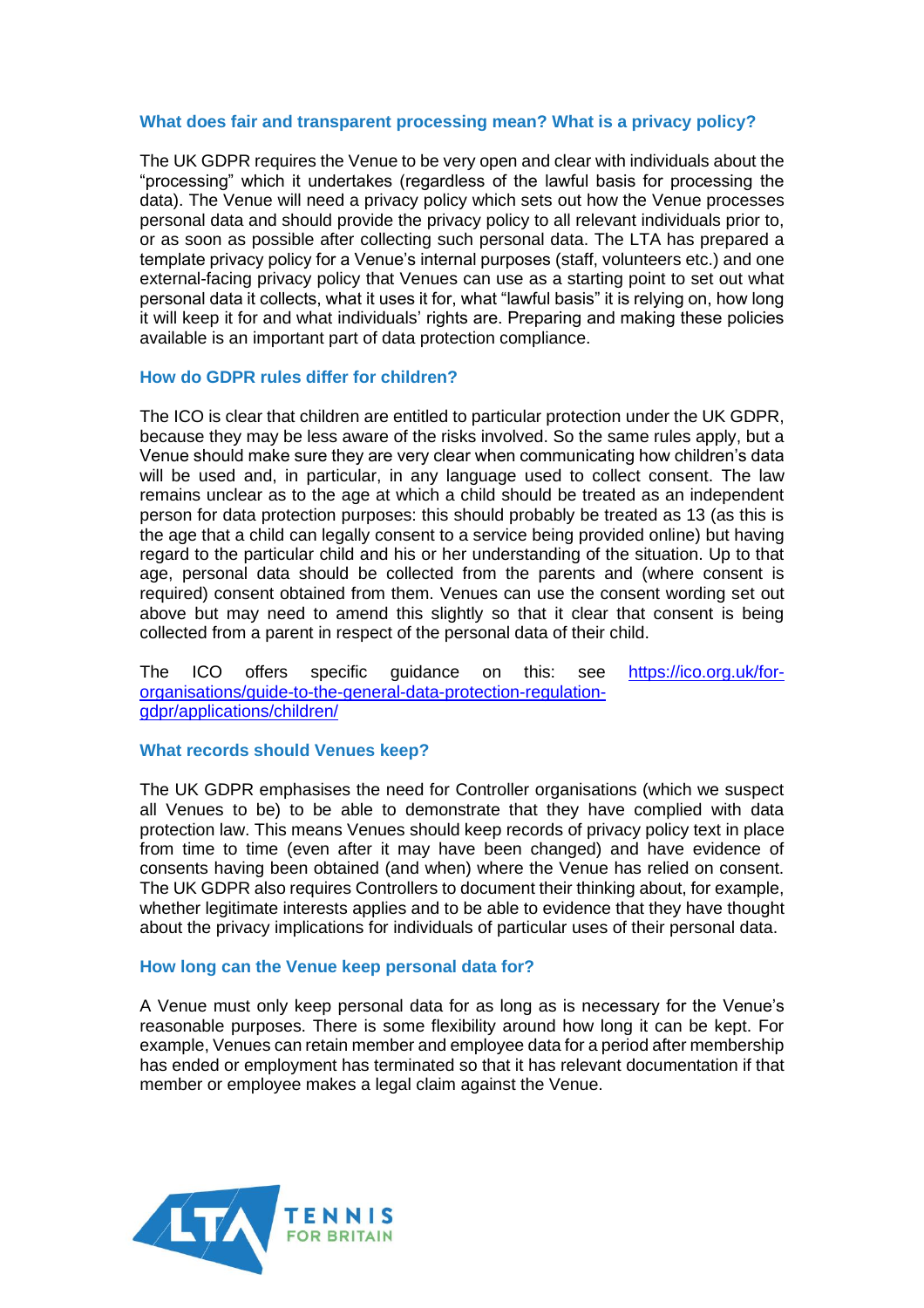### What does fair and transparent processing mean? What is a privacy policy?

The UK GDPR requires the Venue to be very open and clear with individuals about the "processing" which it undertakes (regardless of the lawful basis for processing the data). The Venue will need a privacy policy which sets out how the Venue processes personal data and should provide the privacy policy to all relevant individuals prior to, or as soon as possible after collecting such personal data. The LTA has prepared a template privacy policy for a Venue's internal purposes (staff, volunteers etc.) and one external-facing privacy policy that Venues can use as a starting point to set out what personal data it collects, what it uses it for, what "lawful basis" it is relying on, how long it will keep it for and what individuals' rights are. Preparing and making these policies available is an important part of data protection compliance.

### How do GDPR rules differ for children?

The ICO is clear that children are entitled to particular protection under the UK GDPR, because they may be less aware of the risks involved. So the same rules apply, but a Venue should make sure they are very clear when communicating how children's data will be used and, in particular, in any language used to collect consent. The law remains unclear as to the age at which a child should be treated as an independent person for data protection purposes: this should probably be treated as 13 (as this is the age that a child can legally consent to a service being provided online) but having regard to the particular child and his or her understanding of the situation. Up to that age, personal data should be collected from the parents and (where consent is required) consent obtained from them. Venues can use the consent wording set out above but may need to amend this slightly so that it clear that consent is being collected from a parent in respect of the personal data of their child.

The ICO offers specific guidance on this: see [https://ico.org.uk/for-organisations/guide-to-the-general-data-protection-regulation-gdpr/applications/children/](https://ico.org.uk/for-organisations/guide-to-the-general-data-protection-regulation-gdpr/applications/children/)

### What records should Venues keep?

The UK GDPR emphasises the need for Controller organisations (which we suspect all Venues to be) to be able to demonstrate that they have complied with data protection law. This means Venues should keep records of privacy policy text in place from time to time (even after it may have been changed) and have evidence of consents having been obtained (and when) where the Venue has relied on consent. The UK GDPR also requires Controllers to document their thinking about, for example, whether legitimate interests applies and to be able to evidence that they have thought about the privacy implications for individuals of particular uses of their personal data.

### How long can the Venue keep personal data for?

A Venue must only keep personal data for as long as is necessary for the Venue's reasonable purposes. There is some flexibility around how long it can be kept. For example, Venues can retain member and employee data for a period after membership has ended or employment has terminated so that it has relevant documentation if that member or employee makes a legal claim against the Venue.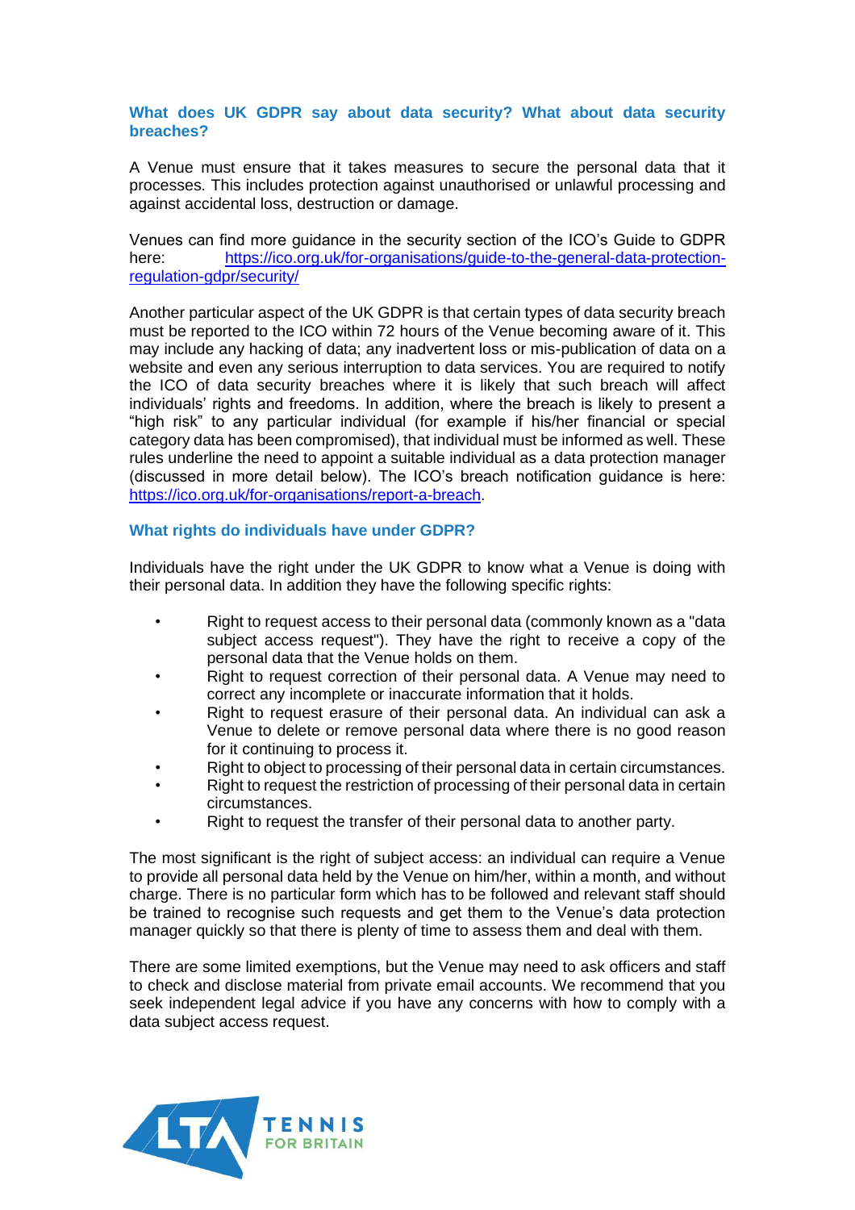### What does UK GDPR say about data security? What about data security breaches?

A Venue must ensure that it takes measures to secure the personal data that it processes. This includes protection against unauthorised or unlawful processing and against accidental loss, destruction or damage.

Venues can find more guidance in the security section of the ICO's Guide to GDPR here: https://ico.org.uk/for-organisations/guide-to-the-general-data-protection-regulation-gdpr/security/

Another particular aspect of the UK GDPR is that certain types of data security breach must be reported to the ICO within 72 hours of the Venue becoming aware of it. This may include any hacking of data; any inadvertent loss or mis-publication of data on a website and even any serious interruption to data services. You are required to notify the ICO of data security breaches where it is likely that such breach will affect individuals' rights and freedoms. In addition, where the breach is likely to present a "high risk" to any particular individual (for example if his/her financial or special category data has been compromised), that individual must be informed as well. These rules underline the need to appoint a suitable individual as a data protection manager (discussed in more detail below). The ICO's breach notification guidance is here: https://ico.org.uk/for-organisations/report-a-breach.

### What rights do individuals have under GDPR?

Individuals have the right under the UK GDPR to know what a Venue is doing with their personal data. In addition they have the following specific rights:

- Right to request access to their personal data (commonly known as a "data subject access request"). They have the right to receive a copy of the personal data that the Venue holds on them.
- Right to request correction of their personal data. A Venue may need to correct any incomplete or inaccurate information that it holds.
- Right to request erasure of their personal data. An individual can ask a Venue to delete or remove personal data where there is no good reason for it continuing to process it.
- Right to object to processing of their personal data in certain circumstances.
- Right to request the restriction of processing of their personal data in certain circumstances.
- Right to request the transfer of their personal data to another party.

The most significant is the right of subject access: an individual can require a Venue to provide all personal data held by the Venue on him/her, within a month, and without charge. There is no particular form which has to be followed and relevant staff should be trained to recognise such requests and get them to the Venue's data protection manager quickly so that there is plenty of time to assess them and deal with them.

There are some limited exemptions, but the Venue may need to ask officers and staff to check and disclose material from private email accounts. We recommend that you seek independent legal advice if you have any concerns with how to comply with a data subject access request.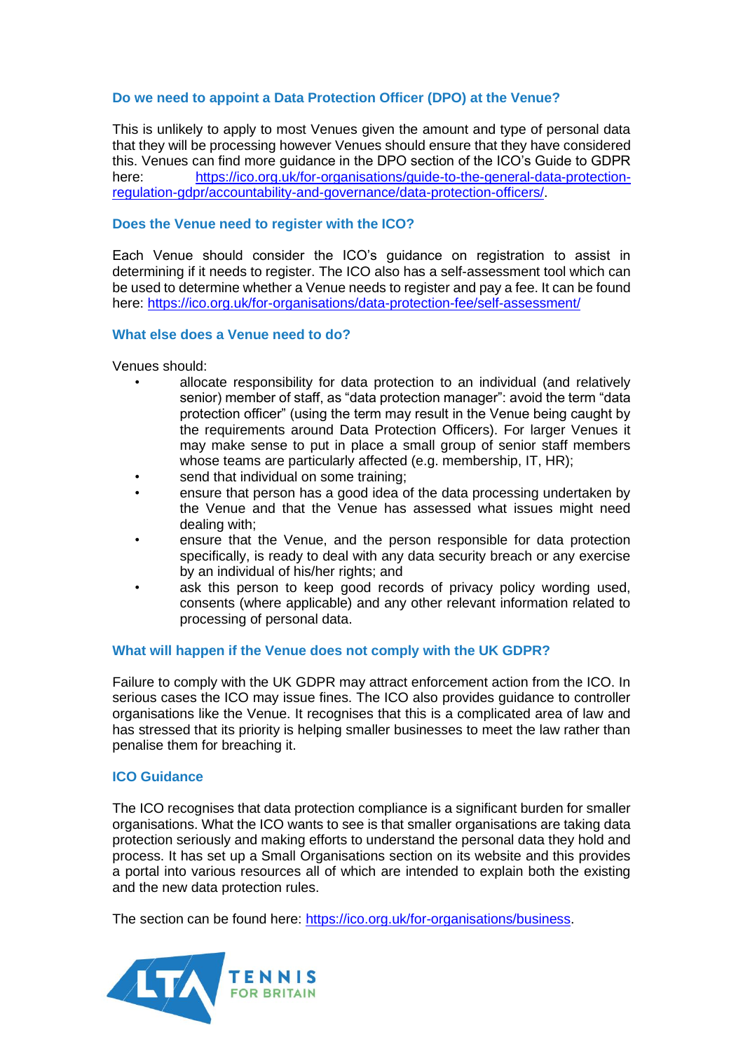### Do we need to appoint a Data Protection Officer (DPO) at the Venue?

This is unlikely to apply to most Venues given the amount and type of personal data that they will be processing however Venues should ensure that they have considered this. Venues can find more guidance in the DPO section of the ICO's Guide to GDPR here: https://ico.org.uk/for-organisations/guide-to-the-general-data-protection-regulation-gdpr/accountability-and-governance/data-protection-officers/.

### Does the Venue need to register with the ICO?

Each Venue should consider the ICO's guidance on registration to assist in determining if it needs to register. The ICO also has a self-assessment tool which can be used to determine whether a Venue needs to register and pay a fee. It can be found here: https://ico.org.uk/for-organisations/data-protection-fee/self-assessment/

### What else does a Venue need to do?

Venues should:

- allocate responsibility for data protection to an individual (and relatively senior) member of staff, as "data protection manager": avoid the term "data protection officer" (using the term may result in the Venue being caught by the requirements around Data Protection Officers). For larger Venues it may make sense to put in place a small group of senior staff members whose teams are particularly affected (e.g. membership, IT, HR);
- send that individual on some training;
- ensure that person has a good idea of the data processing undertaken by the Venue and that the Venue has assessed what issues might need dealing with;
- ensure that the Venue, and the person responsible for data protection specifically, is ready to deal with any data security breach or any exercise by an individual of his/her rights; and
- ask this person to keep good records of privacy policy wording used, consents (where applicable) and any other relevant information related to processing of personal data.

### What will happen if the Venue does not comply with the UK GDPR?

Failure to comply with the UK GDPR may attract enforcement action from the ICO. In serious cases the ICO may issue fines. The ICO also provides guidance to controller organisations like the Venue. It recognises that this is a complicated area of law and has stressed that its priority is helping smaller businesses to meet the law rather than penalise them for breaching it.

### ICO Guidance

The ICO recognises that data protection compliance is a significant burden for smaller organisations. What the ICO wants to see is that smaller organisations are taking data protection seriously and making efforts to understand the personal data they hold and process. It has set up a Small Organisations section on its website and this provides a portal into various resources all of which are intended to explain both the existing and the new data protection rules.

The section can be found here: https://ico.org.uk/for-organisations/business.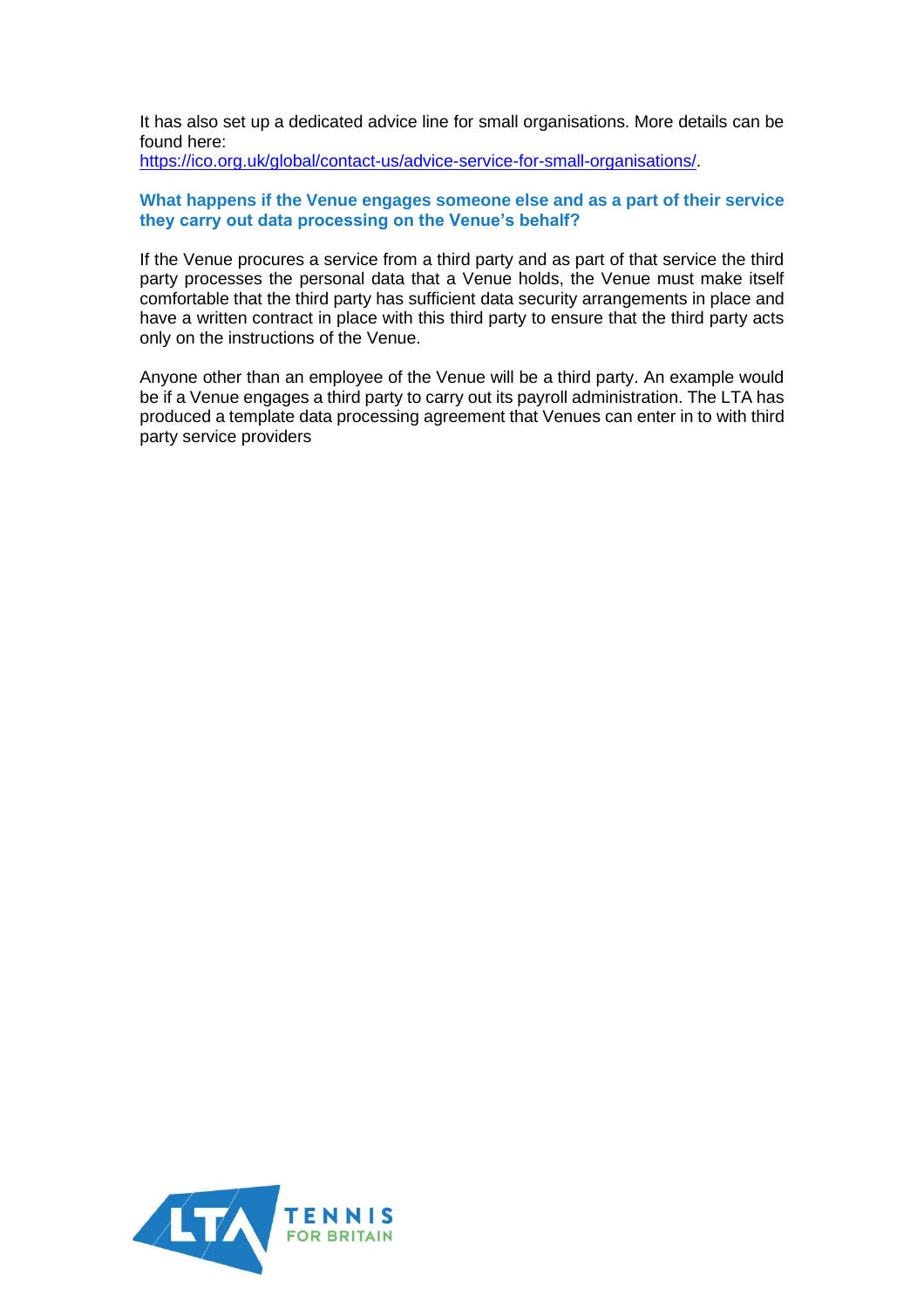It has also set up a dedicated advice line for small organisations. More details can be found here: https://ico.org.uk/global/contact-us/advice-service-for-small-organisations/.

### What happens if the Venue engages someone else and as a part of their service they carry out data processing on the Venue's behalf?

If the Venue procures a service from a third party and as part of that service the third party processes the personal data that a Venue holds, the Venue must make itself comfortable that the third party has sufficient data security arrangements in place and have a written contract in place with this third party to ensure that the third party acts only on the instructions of the Venue.

Anyone other than an employee of the Venue will be a third party. An example would be if a Venue engages a third party to carry out its payroll administration. The LTA has produced a template data processing agreement that Venues can enter in to with third party service providers